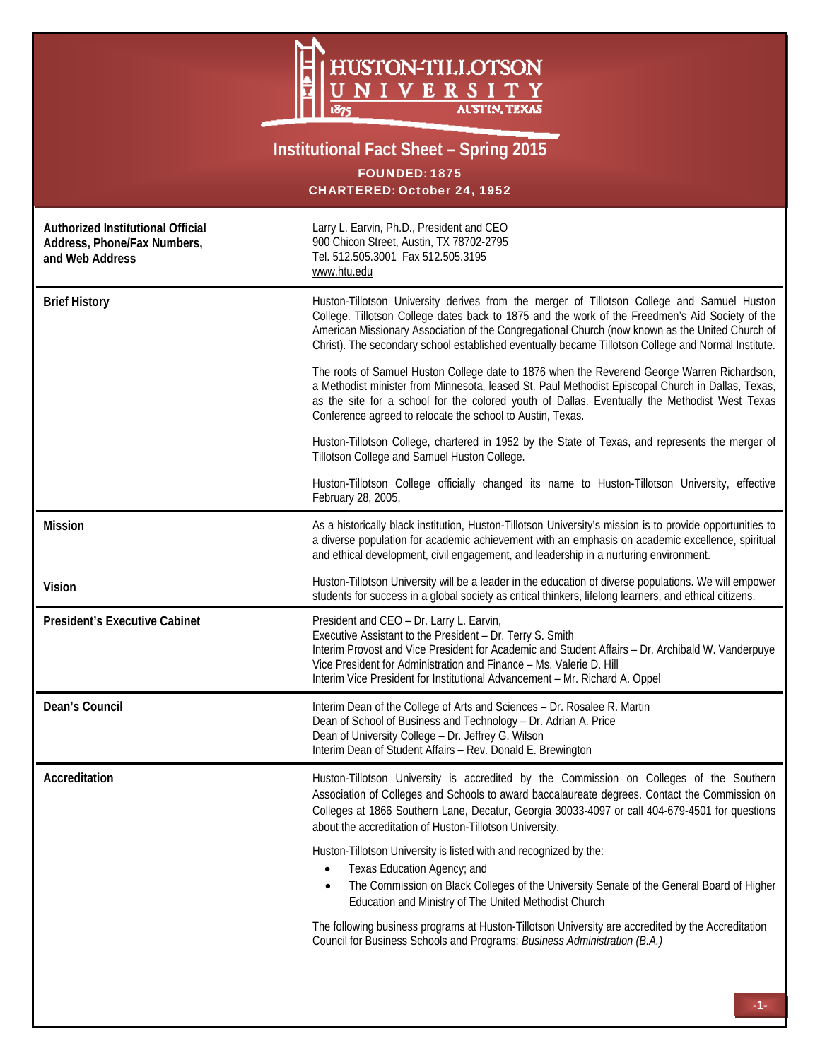# HUSTON-TILLOTSON UNIVERSITY

1875 AUSTIN, TEXAS

## Institutional Fact Sheet – Spring 2015

**FOUNDED: 1875**

**CHARTERED: October 24, 1952**

| | |
|---|---|
| **Authorized Institutional Official Address, Phone/Fax Numbers, and Web Address** | Larry L. Earvin, Ph.D., President and CEO<br>900 Chicon Street, Austin, TX 78702-2795<br>Tel. 512.505.3001 Fax 512.505.3195<br>www.htu.edu |
| **Brief History** | Huston-Tillotson University derives from the merger of Tillotson College and Samuel Huston College. Tillotson College dates back to 1875 and the work of the Freedmen's Aid Society of the American Missionary Association of the Congregational Church (now known as the United Church of Christ). The secondary school established eventually became Tillotson College and Normal Institute.<br><br>The roots of Samuel Huston College date to 1876 when the Reverend George Warren Richardson, a Methodist minister from Minnesota, leased St. Paul Methodist Episcopal Church in Dallas, Texas, as the site for a school for the colored youth of Dallas. Eventually the Methodist West Texas Conference agreed to relocate the school to Austin, Texas.<br><br>Huston-Tillotson College, chartered in 1952 by the State of Texas, and represents the merger of Tillotson College and Samuel Huston College.<br><br>Huston-Tillotson College officially changed its name to Huston-Tillotson University, effective February 28, 2005. |
| **Mission** | As a historically black institution, Huston-Tillotson University's mission is to provide opportunities to a diverse population for academic achievement with an emphasis on academic excellence, spiritual and ethical development, civil engagement, and leadership in a nurturing environment. |
| **Vision** | Huston-Tillotson University will be a leader in the education of diverse populations. We will empower students for success in a global society as critical thinkers, lifelong learners, and ethical citizens. |
| **President's Executive Cabinet** | President and CEO – Dr. Larry L. Earvin,<br>Executive Assistant to the President – Dr. Terry S. Smith<br>Interim Provost and Vice President for Academic and Student Affairs – Dr. Archibald W. Vanderpuye<br>Vice President for Administration and Finance – Ms. Valerie D. Hill<br>Interim Vice President for Institutional Advancement – Mr. Richard A. Oppel |
| **Dean's Council** | Interim Dean of the College of Arts and Sciences – Dr. Rosalee R. Martin<br>Dean of School of Business and Technology – Dr. Adrian A. Price<br>Dean of University College – Dr. Jeffrey G. Wilson<br>Interim Dean of Student Affairs – Rev. Donald E. Brewington |
| **Accreditation** | Huston-Tillotson University is accredited by the Commission on Colleges of the Southern Association of Colleges and Schools to award baccalaureate degrees. Contact the Commission on Colleges at 1866 Southern Lane, Decatur, Georgia 30033-4097 or call 404-679-4501 for questions about the accreditation of Huston-Tillotson University.<br><br>Huston-Tillotson University is listed with and recognized by the:<br>• Texas Education Agency; and<br>• The Commission on Black Colleges of the University Senate of the General Board of Higher Education and Ministry of The United Methodist Church<br><br>The following business programs at Huston-Tillotson University are accredited by the Accreditation Council for Business Schools and Programs: *Business Administration (B.A.)* |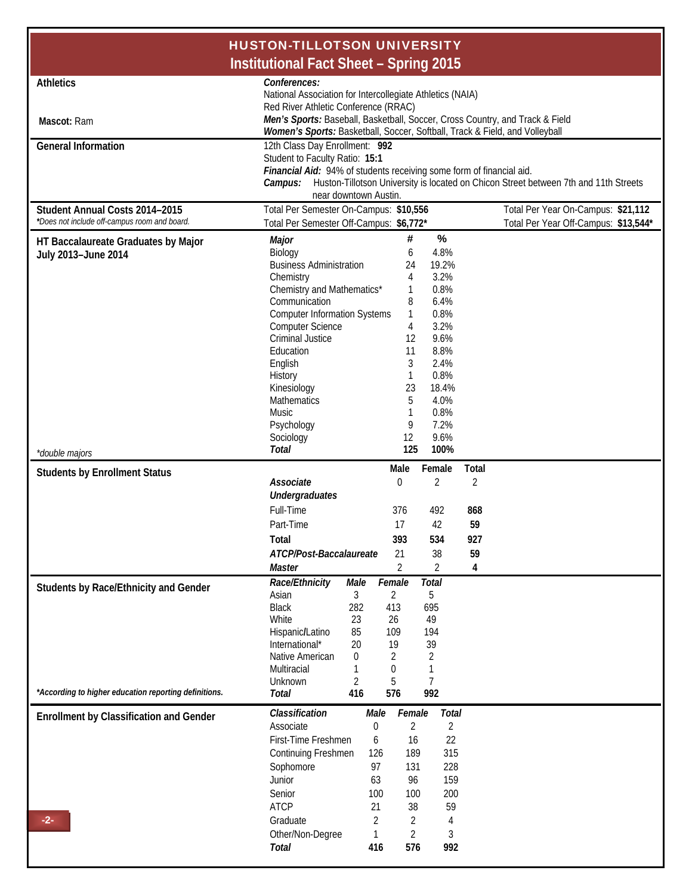# HUSTON-TILLOTSON UNIVERSITY

## Institutional Fact Sheet – Spring 2015

### Athletics

**Mascot:** Ram

***Conferences:***
National Association for Intercollegiate Athletics (NAIA)
Red River Athletic Conference (RRAC)

***Men's Sports:*** Baseball, Basketball, Soccer, Cross Country, and Track & Field
***Women's Sports:*** Basketball, Soccer, Softball, Track & Field, and Volleyball

### General Information

12th Class Day Enrollment: **992**
Student to Faculty Ratio: **15:1**
***Financial Aid:*** 94% of students receiving some form of financial aid.
***Campus:*** Huston-Tillotson University is located on Chicon Street between 7th and 11th Streets near downtown Austin.

### Student Annual Costs 2014–2015

**Does not include off-campus room and board.*

Total Per Semester On-Campus: **$10,556**
Total Per Semester Off-Campus: **$6,772***
Total Per Year On-Campus: **$21,112**
Total Per Year Off-Campus: **$13,544***

### HT Baccalaureate Graduates by Major July 2013–June 2014

| *Major* | # | % |
|---|---|---|
| Biology | 6 | 4.8% |
| Business Administration | 24 | 19.2% |
| Chemistry | 4 | 3.2% |
| Chemistry and Mathematics* | 1 | 0.8% |
| Communication | 8 | 6.4% |
| Computer Information Systems | 1 | 0.8% |
| Computer Science | 4 | 3.2% |
| Criminal Justice | 12 | 9.6% |
| Education | 11 | 8.8% |
| English | 3 | 2.4% |
| History | 1 | 0.8% |
| Kinesiology | 23 | 18.4% |
| Mathematics | 5 | 4.0% |
| Music | 1 | 0.8% |
| Psychology | 9 | 7.2% |
| Sociology | 12 | 9.6% |
| ***Total*** | **125** | **100%** |

**double majors*

### Students by Enrollment Status

| | Male | Female | Total |
|---|---|---|---|
| ***Associate*** | 0 | 2 | 2 |
| ***Undergraduates*** | | | |
| Full-Time | 376 | 492 | **868** |
| Part-Time | 17 | 42 | **59** |
| **Total** | **393** | **534** | **927** |
| ***ATCP/Post-Baccalaureate*** | 21 | 38 | **59** |
| ***Master*** | 2 | 2 | **4** |

### Students by Race/Ethnicity and Gender

| *Race/Ethnicity* | *Male* | *Female* | *Total* |
|---|---|---|---|
| Asian | 3 | 2 | 5 |
| Black | 282 | 413 | 695 |
| White | 23 | 26 | 49 |
| Hispanic/Latino | 85 | 109 | 194 |
| International* | 20 | 19 | 39 |
| Native American | 0 | 2 | 2 |
| Multiracial | 1 | 0 | 1 |
| Unknown | 2 | 5 | 7 |
| ***Total*** | **416** | **576** | **992** |

***According to higher education reporting definitions.***

### Enrollment by Classification and Gender

| *Classification* | *Male* | *Female* | *Total* |
|---|---|---|---|
| Associate | 0 | 2 | 2 |
| First-Time Freshmen | 6 | 16 | 22 |
| Continuing Freshmen | 126 | 189 | 315 |
| Sophomore | 97 | 131 | 228 |
| Junior | 63 | 96 | 159 |
| Senior | 100 | 100 | 200 |
| ATCP | 21 | 38 | 59 |
| Graduate | 2 | 2 | 4 |
| Other/Non-Degree | 1 | 2 | 3 |
| ***Total*** | **416** | **576** | **992** |